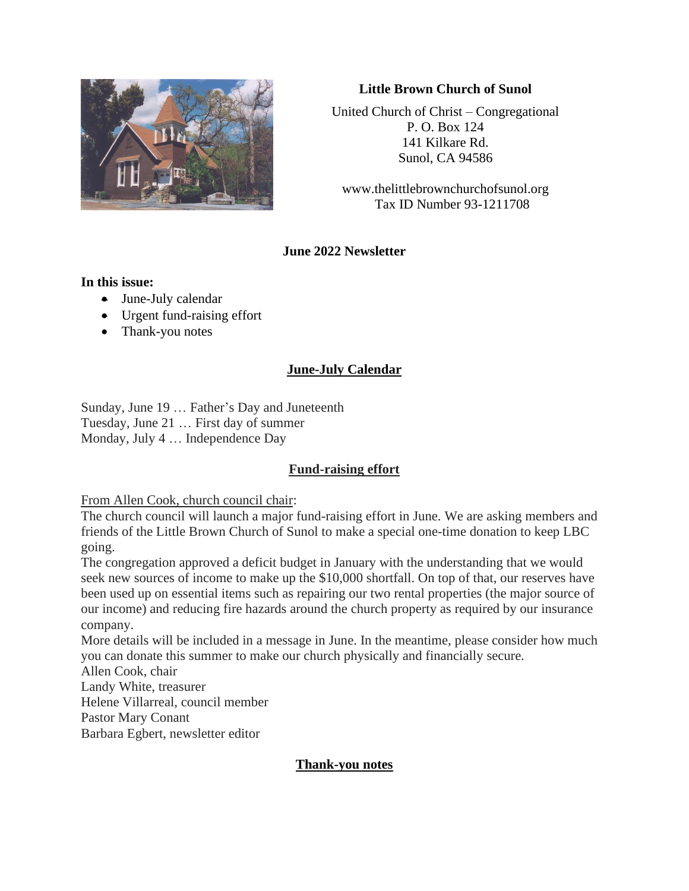**Little Brown Church of Sunol**

United Church of Christ – Congregational
P. O. Box 124
141 Kilkare Rd.
Sunol, CA 94586

www.thelittlebrownchurchofsunol.org
Tax ID Number 93-1211708

**June 2022 Newsletter**

**In this issue:**

- June-July calendar
- Urgent fund-raising effort
- Thank-you notes

## June-July Calendar

Sunday, June 19 … Father's Day and Juneteenth
Tuesday, June 21 … First day of summer
Monday, July 4 … Independence Day

## Fund-raising effort

From Allen Cook, church council chair:
The church council will launch a major fund-raising effort in June. We are asking members and friends of the Little Brown Church of Sunol to make a special one-time donation to keep LBC going.
The congregation approved a deficit budget in January with the understanding that we would seek new sources of income to make up the $10,000 shortfall. On top of that, our reserves have been used up on essential items such as repairing our two rental properties (the major source of our income) and reducing fire hazards around the church property as required by our insurance company.
More details will be included in a message in June. In the meantime, please consider how much you can donate this summer to make our church physically and financially secure.
Allen Cook, chair
Landy White, treasurer
Helene Villarreal, council member
Pastor Mary Conant
Barbara Egbert, newsletter editor

## Thank-you notes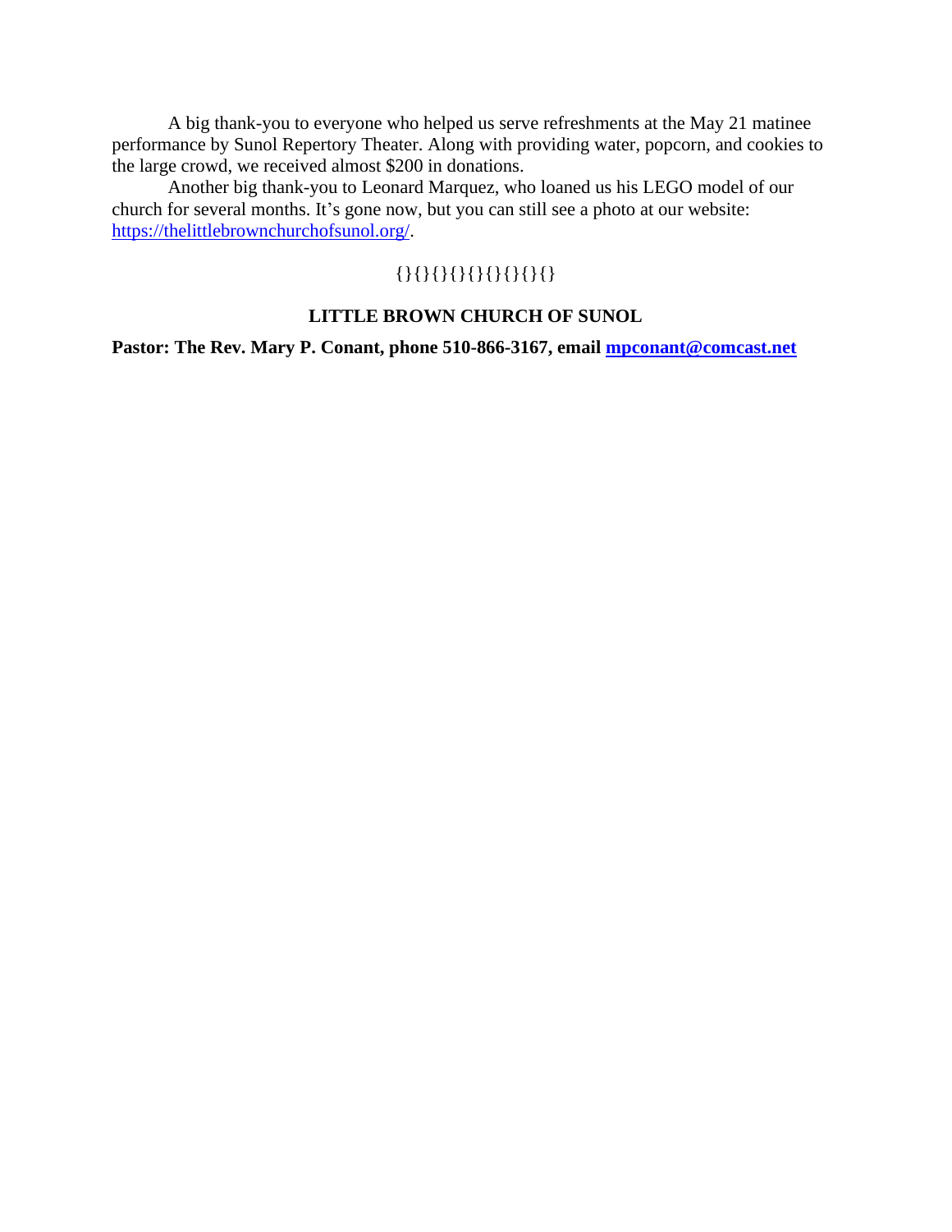A big thank-you to everyone who helped us serve refreshments at the May 21 matinee performance by Sunol Repertory Theater. Along with providing water, popcorn, and cookies to the large crowd, we received almost $200 in donations.

Another big thank-you to Leonard Marquez, who loaned us his LEGO model of our church for several months. It's gone now, but you can still see a photo at our website: https://thelittlebrownchurchofsunol.org/.

{}{}{}{}{}{}{}{}{}

**LITTLE BROWN CHURCH OF SUNOL**

**Pastor: The Rev. Mary P. Conant, phone 510-866-3167, email mpconant@comcast.net**